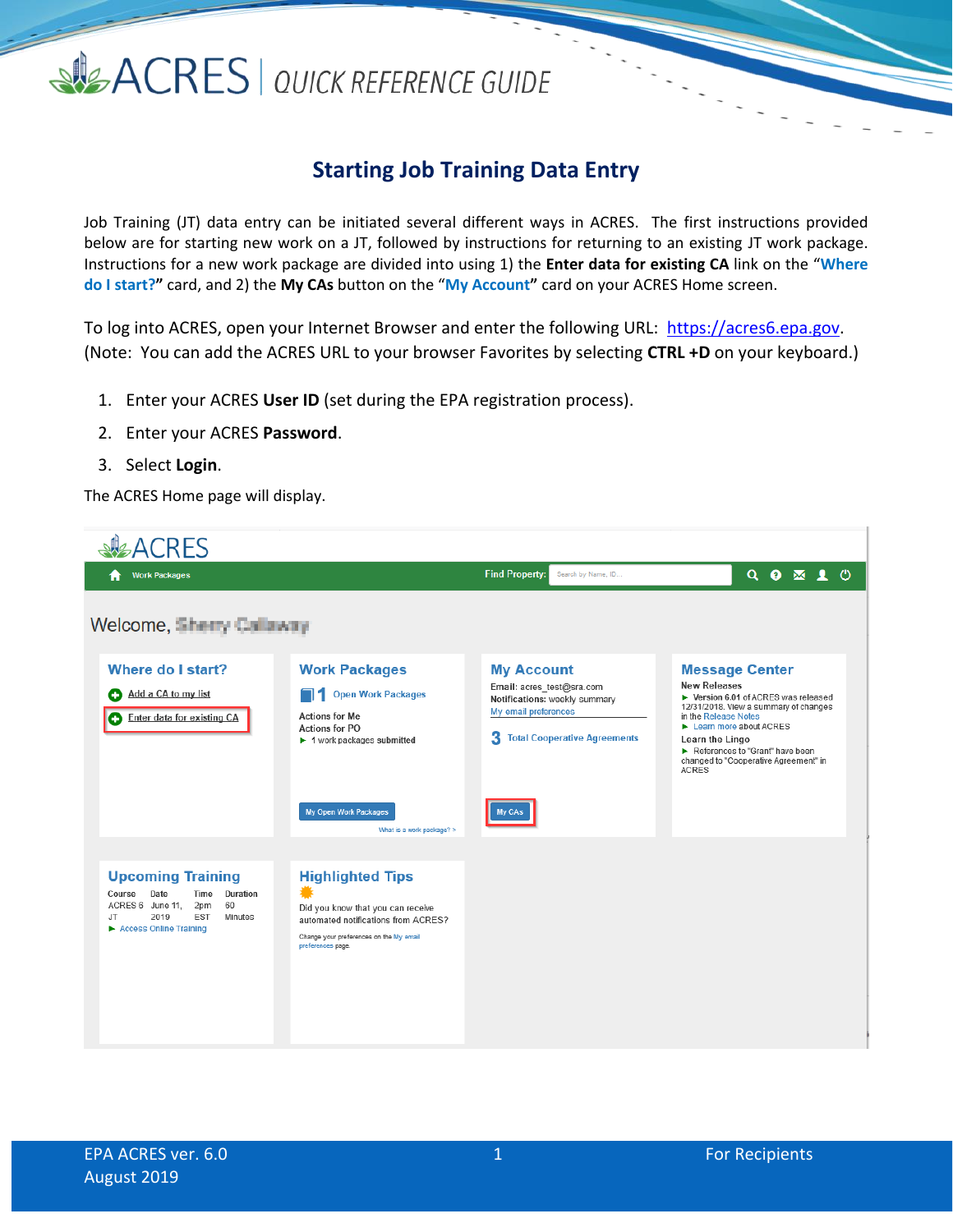# Starting Job Training Data Entry

Job Training (JT) data entry can be initiated several different ways in ACRES. The first instructions provided below are for starting new work on a JT, followed by instructions for returning to an existing JT work package. Instructions for a new work package are divided into using 1) the **Enter data for existing CA** link on the "**Where do I start?"** card, and 2) the **My CAs** button on the "**My Account"** card on your ACRES Home screen.

To log into ACRES, open your Internet Browser and enter the following URL: https://acres6.epa.gov. (Note: You can add the ACRES URL to your browser Favorites by selecting **CTRL +D** on your keyboard.)

1. Enter your ACRES **User ID** (set during the EPA registration process).
2. Enter your ACRES **Password**.
3. Select **Login**.

The ACRES Home page will display.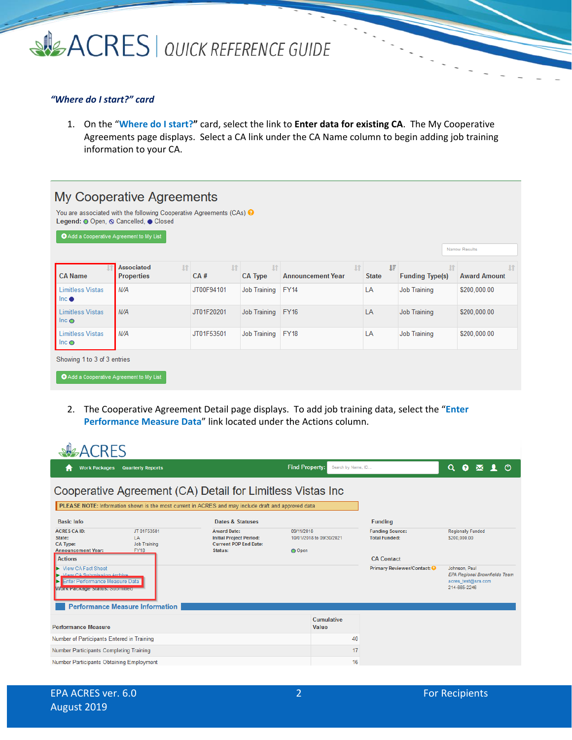*"Where do I start?" card*

1. On the "**Where do I start?**" card, select the link to **Enter data for existing CA**. The My Cooperative Agreements page displays. Select a CA link under the CA Name column to begin adding job training information to your CA.

## My Cooperative Agreements

You are associated with the following Cooperative Agreements (CAs)

**Legend:** Open, Cancelled, Closed

Add a Cooperative Agreement to My List

| CA Name | Associated Properties | CA # | CA Type | Announcement Year | State | Funding Type(s) | Award Amount |
|---|---|---|---|---|---|---|---|
| Limitless Vistas Inc | N/A | JT00F94101 | Job Training | FY14 | LA | Job Training | $200,000.00 |
| Limitless Vistas Inc | N/A | JT01F20201 | Job Training | FY16 | LA | Job Training | $200,000.00 |
| Limitless Vistas Inc | N/A | JT01F53501 | Job Training | FY18 | LA | Job Training | $200,000.00 |

Showing 1 to 3 of 3 entries

Add a Cooperative Agreement to My List

2. The Cooperative Agreement Detail page displays. To add job training data, select the "**Enter Performance Measure Data**" link located under the Actions column.

ACRES

Work Packages Quarterly Reports Find Property:

## Cooperative Agreement (CA) Detail for Limitless Vistas Inc

**PLEASE NOTE:** Information shown is the most current in ACRES and may include draft and approved data

**Basic Info**

| | |
|---|---|
| ACRES CA ID: | JT01F53501 |
| State: | LA |
| CA Type: | Job Training |
| Announcement Year: | FY18 |

**Dates & Statuses**

| | |
|---|---|
| Award Date: | 09/11/2018 |
| Initial Project Period: | 10/01/2018 to 09/30/2021 |
| Current POP End Date: | |
| Status: | Open |

**Funding**

| | |
|---|---|
| Funding Source: | Regionally Funded |
| Total Funded: | $200,000.00 |

**Actions**

- View CA Fact Sheet
- View CA Submission Archive
- Enter Performance Measure Data

Work Package Status: Submitted

**CA Contact**

Primary Reviewer/Contact: Johnson, Paul
EPA Regional Brownfields Team
acres_test@sra.com
214-665-2246

**Performance Measure Information**

| Performance Measure | Cumulative Value |
|---|---|
| Number of Participants Entered in Training | 40 |
| Number Participants Completing Training | 17 |
| Number Participants Obtaining Employment | 16 |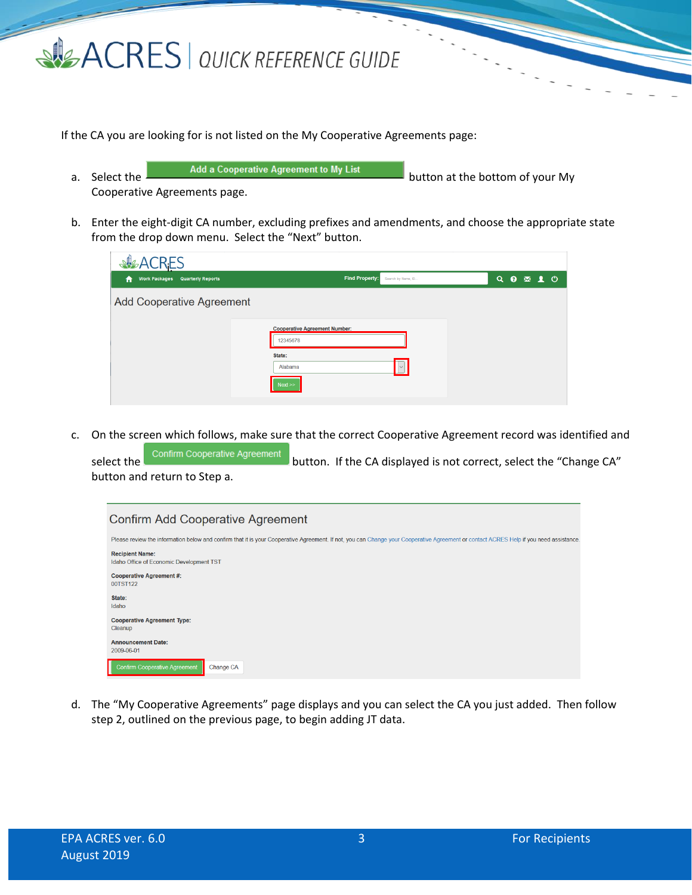If the CA you are looking for is not listed on the My Cooperative Agreements page:

a. Select the **Add a Cooperative Agreement to My List** button at the bottom of your My Cooperative Agreements page.

b. Enter the eight-digit CA number, excluding prefixes and amendments, and choose the appropriate state from the drop down menu. Select the "Next" button.

c. On the screen which follows, make sure that the correct Cooperative Agreement record was identified and select the **Confirm Cooperative Agreement** button. If the CA displayed is not correct, select the "Change CA" button and return to Step a.

d. The "My Cooperative Agreements" page displays and you can select the CA you just added. Then follow step 2, outlined on the previous page, to begin adding JT data.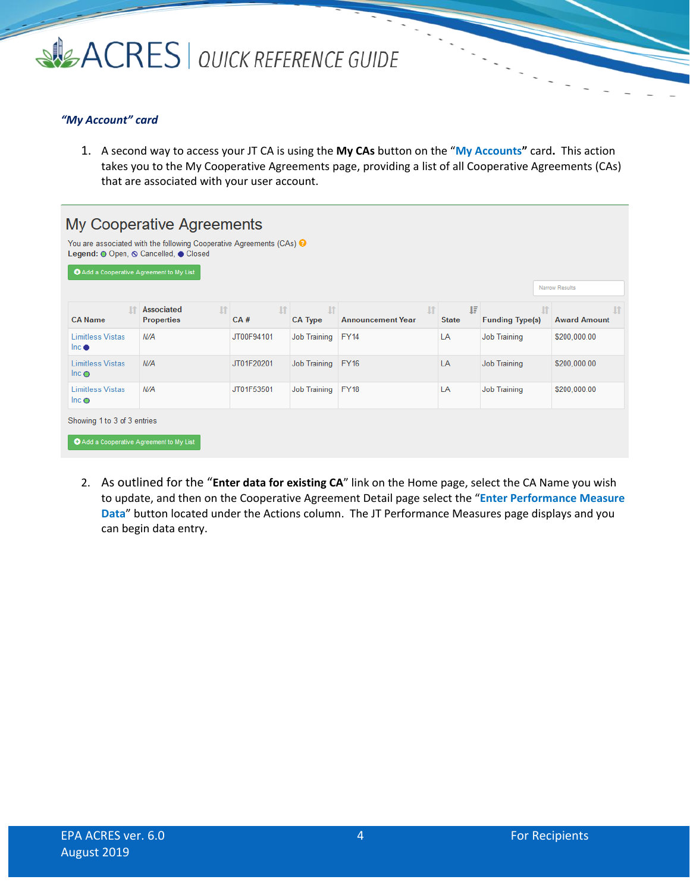### *"My Account" card*

1. A second way to access your JT CA is using the **My CAs** button on the "**My Accounts"** card**.** This action takes you to the My Cooperative Agreements page, providing a list of all Cooperative Agreements (CAs) that are associated with your user account.

## My Cooperative Agreements

You are associated with the following Cooperative Agreements (CAs)

**Legend:** Open, Cancelled, Closed

Add a Cooperative Agreement to My List

Narrow Results

| CA Name | Associated Properties | CA # | CA Type | Announcement Year | State | Funding Type(s) | Award Amount |
|---|---|---|---|---|---|---|---|
| Limitless Vistas Inc (Closed) | N/A | JT00F94101 | Job Training | FY14 | LA | Job Training | $200,000.00 |
| Limitless Vistas Inc (Open) | N/A | JT01F20201 | Job Training | FY16 | LA | Job Training | $200,000.00 |
| Limitless Vistas Inc (Open) | N/A | JT01F53501 | Job Training | FY18 | LA | Job Training | $200,000.00 |

Showing 1 to 3 of 3 entries

Add a Cooperative Agreement to My List

2. As outlined for the "**Enter data for existing CA**" link on the Home page, select the CA Name you wish to update, and then on the Cooperative Agreement Detail page select the "**Enter Performance Measure Data**" button located under the Actions column. The JT Performance Measures page displays and you can begin data entry.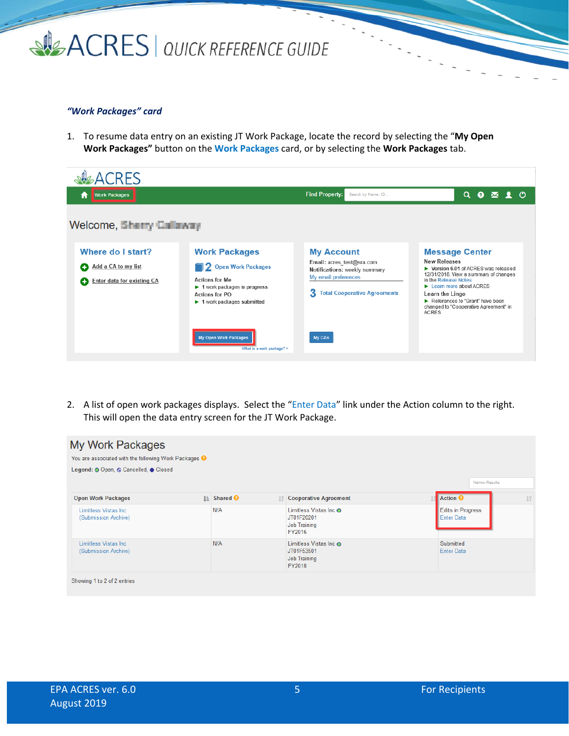*"Work Packages" card*

1. To resume data entry on an existing JT Work Package, locate the record by selecting the "**My Open Work Packages"** button on the **Work Packages** card, or by selecting the **Work Packages** tab.

2. A list of open work packages displays. Select the "Enter Data" link under the Action column to the right. This will open the data entry screen for the JT Work Package.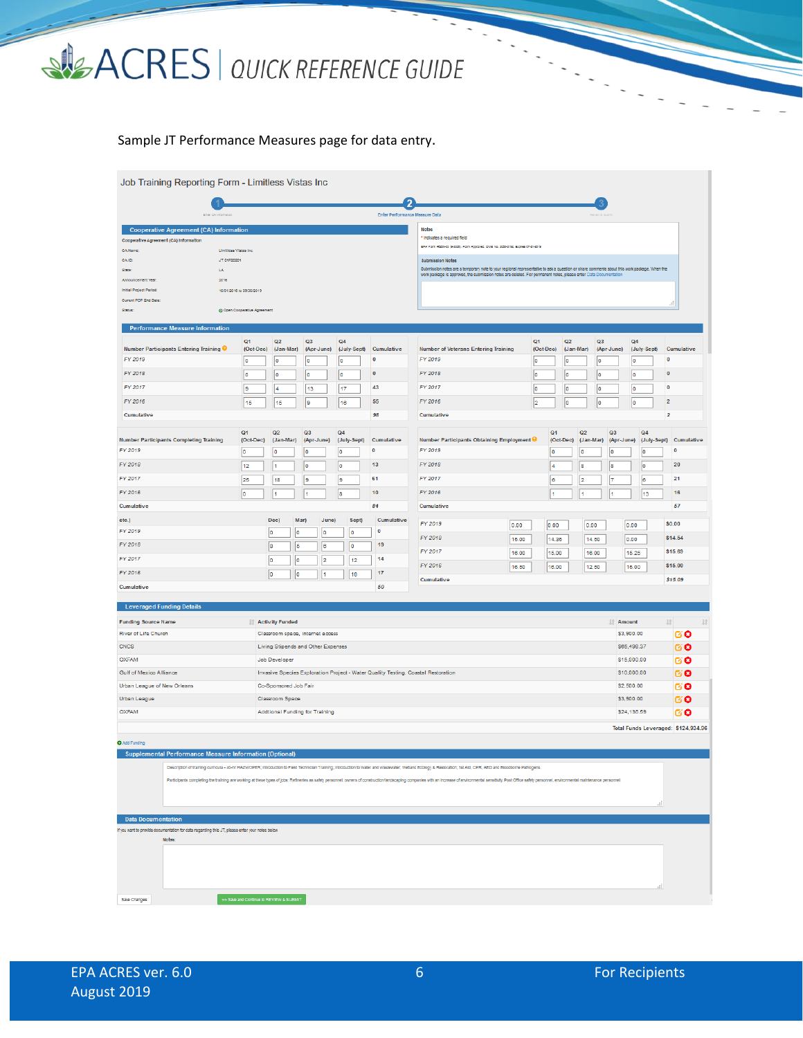Sample JT Performance Measures page for data entry.

Job Training Reporting Form - Limitless Vistas Inc

Enter Performance Measure Data

**Cooperative Agreement (CA) Information**

Cooperative Agreement (CA) Information

| | |
|---|---|
| CA Name: | Limitless Vistas Inc |
| CA ID: | JT 04F00001 |
| State: | LA |
| Announcement Year: | 2016 |
| Initial Project Period: | 10/01/2016 to 09/30/2019 |
| Current POP End Date: | |
| Status: | Open Cooperative Agreement |

**Notes**

* Indicates a required field

**Submission Notes**

Submission notes are a temporary note to your regional representative to ask a question or share comments about this work package. When the work package is approved, the submission notes are deleted. For permanent notes, please enter Data Documentation

**Performance Measure Information**

| Number Participants Entering Training | Q1 (Oct-Dec) | Q2 (Jan-Mar) | Q3 (Apr-June) | Q4 (July-Sept) | Cumulative |
|---|---|---|---|---|---|
| FY 2019 | 0 | 0 | 0 | 0 | 0 |
| FY 2018 | 0 | 0 | 0 | 0 | 0 |
| FY 2017 | 9 | 4 | 13 | 17 | 43 |
| FY 2016 | 15 | 15 | 9 | 16 | 55 |
| Cumulative | | | | | 98 |

| Number of Veterans Entering Training | Q1 (Oct-Dec) | Q2 (Jan-Mar) | Q3 (Apr-June) | Q4 (July-Sept) | Cumulative |
|---|---|---|---|---|---|
| FY 2019 | 0 | 0 | 0 | 0 | 0 |
| FY 2018 | 0 | 0 | 0 | 0 | 0 |
| FY 2017 | 0 | 0 | 0 | 0 | 0 |
| FY 2016 | 2 | 0 | 0 | 0 | 2 |
| Cumulative | | | | | 2 |

| Number Participants Completing Training | Q1 (Oct-Dec) | Q2 (Jan-Mar) | Q3 (Apr-June) | Q4 (July-Sept) | Cumulative |
|---|---|---|---|---|---|
| FY 2019 | 0 | 0 | 0 | 0 | 0 |
| FY 2018 | 12 | 1 | 0 | 0 | 13 |
| FY 2017 | 25 | 18 | 9 | 9 | 61 |
| FY 2016 | 0 | 1 | 1 | 8 | 10 |
| Cumulative | | | | | 84 |

| Number Participants Obtaining Employment | Q1 (Oct-Dec) | Q2 (Jan-Mar) | Q3 (Apr-June) | Q4 (July-Sept) | Cumulative |
|---|---|---|---|---|---|
| FY 2019 | 0 | 0 | 0 | 0 | 0 |
| FY 2018 | 4 | 8 | 8 | 0 | 20 |
| FY 2017 | 6 | 2 | 7 | 6 | 21 |
| FY 2016 | 1 | 1 | 1 | 13 | 16 |
| Cumulative | | | | | 57 |

| etc.) | Dec) | Mar) | June) | Sept) | Cumulative |
|---|---|---|---|---|---|
| FY 2019 | 0 | 0 | 0 | 0 | 0 |
| FY 2018 | 8 | 5 | 6 | 0 | 19 |
| FY 2017 | 0 | 0 | 2 | 12 | 14 |
| FY 2016 | 0 | 0 | 1 | 16 | 17 |
| Cumulative | | | | | 50 |

| | | | | | |
|---|---|---|---|---|---|
| FY 2019 | 0.00 | 0.00 | 0.00 | 0.00 | $0.00 |
| FY 2018 | 16.00 | 14.35 | 14.50 | 0.00 | $14.54 |
| FY 2017 | 16.00 | 15.00 | 16.00 | 15.25 | $15.69 |
| FY 2016 | 16.50 | 15.00 | 12.50 | 16.00 | $15.00 |
| Cumulative | | | | | $15.09 |

**Leveraged Funding Details**

| Funding Source Name | Activity Funded | Amount |
|---|---|---|
| River of Life Church | Classroom space, internet access | $3,900.00 |
| CNCS | Living Stipends and Other Expenses | $65,499.37 |
| OXFAM | Job Developer | $15,000.00 |
| Gulf of Mexico Alliance | Invasive Species Exploration Project - Water Quality Testing, Coastal Restoration | $10,000.00 |
| Urban League of New Orleans | Co-Sponsored Job Fair | $2,500.00 |
| Urban League | Classroom Space | $3,900.00 |
| OXFAM | Additional Funding for Training | $24,135.59 |
| | Total Funds Leveraged: | $124,934.96 |

Add Funding

**Supplemental Performance Measure Information (Optional)**

Description of training curricula - 40-HR HAZWOPER, Introduction to Field Technician Training, Introduction to Water and Wastewater, Wetland Ecology & Restoration, 10 Hr, CPR, AED and Bloodborne Pathogens.

Participants completing the training are working at these types of jobs: Refineries as safety personnel, owners of construction/landscaping companies with an increase of environmental sensitivity, Post Office safety personnel, environmental maintenance personnel.

**Data Documentation**

If you want to provide documentation for data regarding this JT, please enter your notes below

Notes:

Save Changes | >> Save and Continue to REVIEW & SUBMIT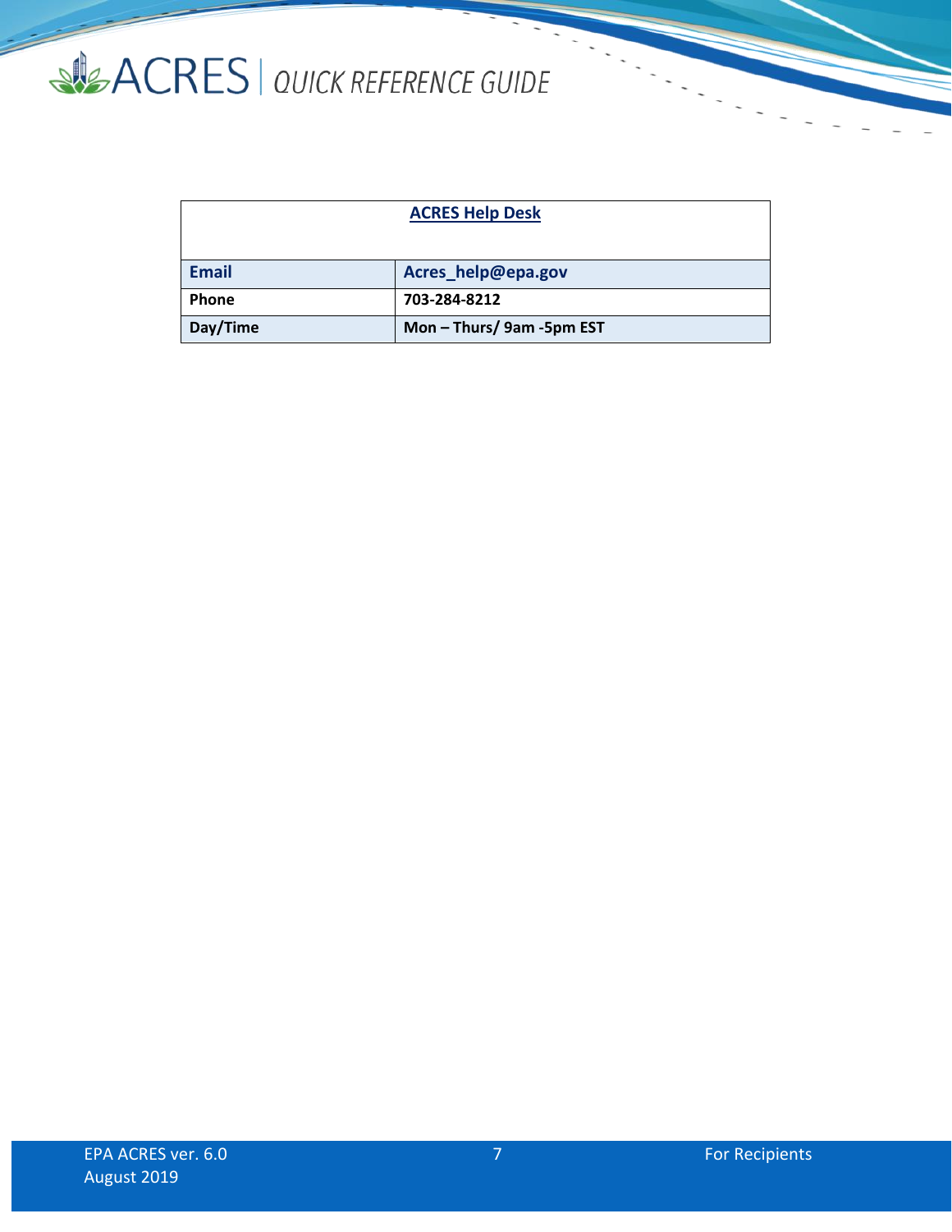| ACRES Help Desk | |
|---|---|
| **Email** | **Acres_help@epa.gov** |
| **Phone** | **703-284-8212** |
| **Day/Time** | **Mon – Thurs/ 9am -5pm EST** |